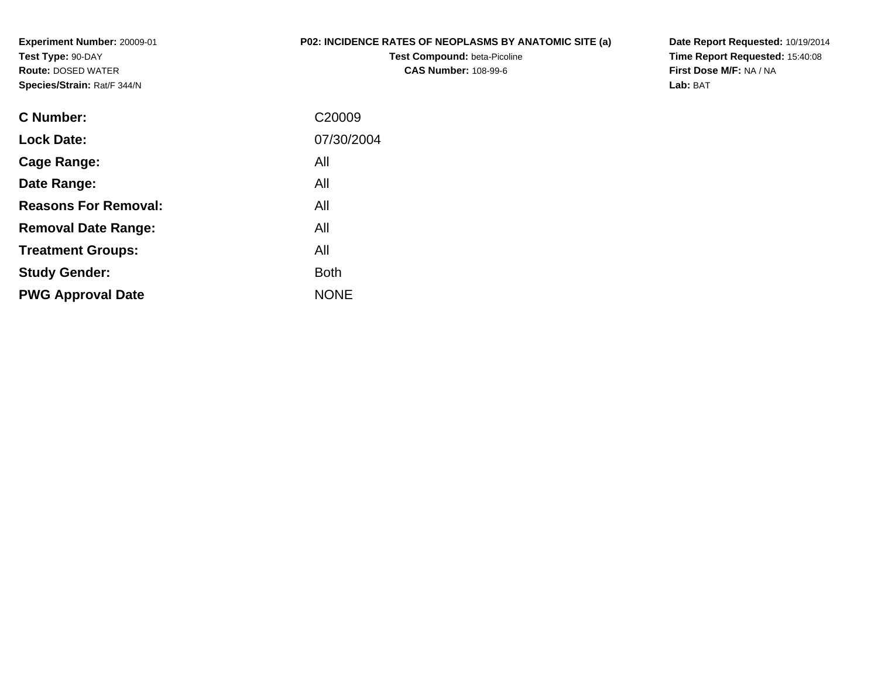**Experiment Number:** 20009-01
**Test Type:** 90-DAY
**Route:** DOSED WATER
**Species/Strain:** Rat/F 344/N

**P02: INCIDENCE RATES OF NEOPLASMS BY ANATOMIC SITE (a)**
**Test Compound:** beta-Picoline
**CAS Number:** 108-99-6

**Date Report Requested:** 10/19/2014
**Time Report Requested:** 15:40:08
**First Dose M/F:** NA / NA
**Lab:** BAT

| | |
|---|---|
| **C Number:** | C20009 |
| **Lock Date:** | 07/30/2004 |
| **Cage Range:** | All |
| **Date Range:** | All |
| **Reasons For Removal:** | All |
| **Removal Date Range:** | All |
| **Treatment Groups:** | All |
| **Study Gender:** | Both |
| **PWG Approval Date** | NONE |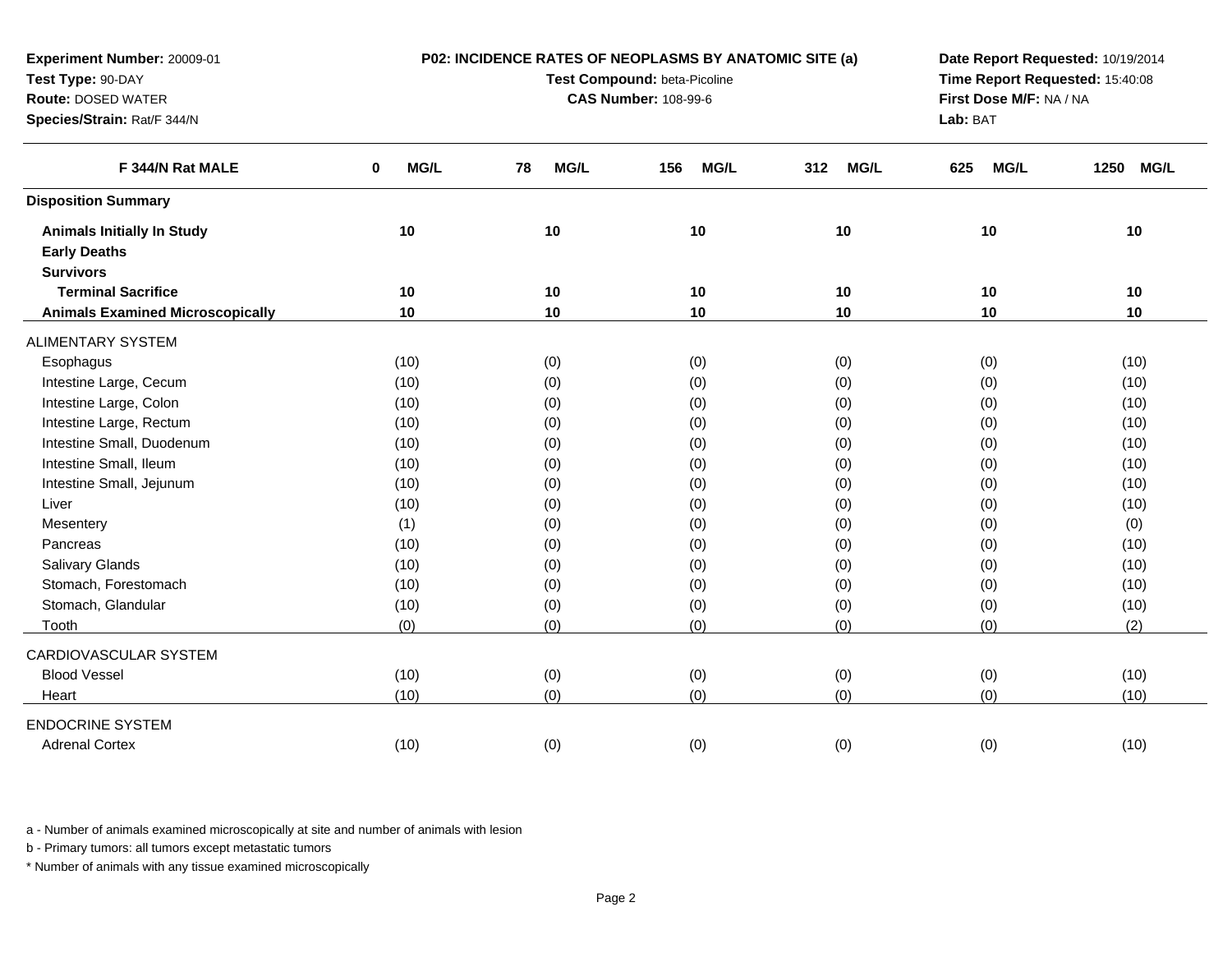**Experiment Number:** 20009-01
**Test Type:** 90-DAY
**Route:** DOSED WATER
**Species/Strain:** Rat/F 344/N

**P02: INCIDENCE RATES OF NEOPLASMS BY ANATOMIC SITE (a)**
**Test Compound:** beta-Picoline
**CAS Number:** 108-99-6

**Date Report Requested:** 10/19/2014
**Time Report Requested:** 15:40:08
**First Dose M/F:** NA / NA
**Lab:** BAT

| F 344/N Rat MALE | 0 MG/L | 78 MG/L | 156 MG/L | 312 MG/L | 625 MG/L | 1250 MG/L |
|---|---|---|---|---|---|---|
| **Disposition Summary** | | | | | | |
| **Animals Initially In Study** | 10 | 10 | 10 | 10 | 10 | 10 |
| **Early Deaths** | | | | | | |
| **Survivors** | | | | | | |
| **Terminal Sacrifice** | 10 | 10 | 10 | 10 | 10 | 10 |
| **Animals Examined Microscopically** | 10 | 10 | 10 | 10 | 10 | 10 |
| ALIMENTARY SYSTEM | | | | | | |
| Esophagus | (10) | (0) | (0) | (0) | (0) | (10) |
| Intestine Large, Cecum | (10) | (0) | (0) | (0) | (0) | (10) |
| Intestine Large, Colon | (10) | (0) | (0) | (0) | (0) | (10) |
| Intestine Large, Rectum | (10) | (0) | (0) | (0) | (0) | (10) |
| Intestine Small, Duodenum | (10) | (0) | (0) | (0) | (0) | (10) |
| Intestine Small, Ileum | (10) | (0) | (0) | (0) | (0) | (10) |
| Intestine Small, Jejunum | (10) | (0) | (0) | (0) | (0) | (10) |
| Liver | (10) | (0) | (0) | (0) | (0) | (10) |
| Mesentery | (1) | (0) | (0) | (0) | (0) | (0) |
| Pancreas | (10) | (0) | (0) | (0) | (0) | (10) |
| Salivary Glands | (10) | (0) | (0) | (0) | (0) | (10) |
| Stomach, Forestomach | (10) | (0) | (0) | (0) | (0) | (10) |
| Stomach, Glandular | (10) | (0) | (0) | (0) | (0) | (10) |
| Tooth | (0) | (0) | (0) | (0) | (0) | (2) |
| CARDIOVASCULAR SYSTEM | | | | | | |
| Blood Vessel | (10) | (0) | (0) | (0) | (0) | (10) |
| Heart | (10) | (0) | (0) | (0) | (0) | (10) |
| ENDOCRINE SYSTEM | | | | | | |
| Adrenal Cortex | (10) | (0) | (0) | (0) | (0) | (10) |

a - Number of animals examined microscopically at site and number of animals with lesion

b - Primary tumors: all tumors except metastatic tumors

* Number of animals with any tissue examined microscopically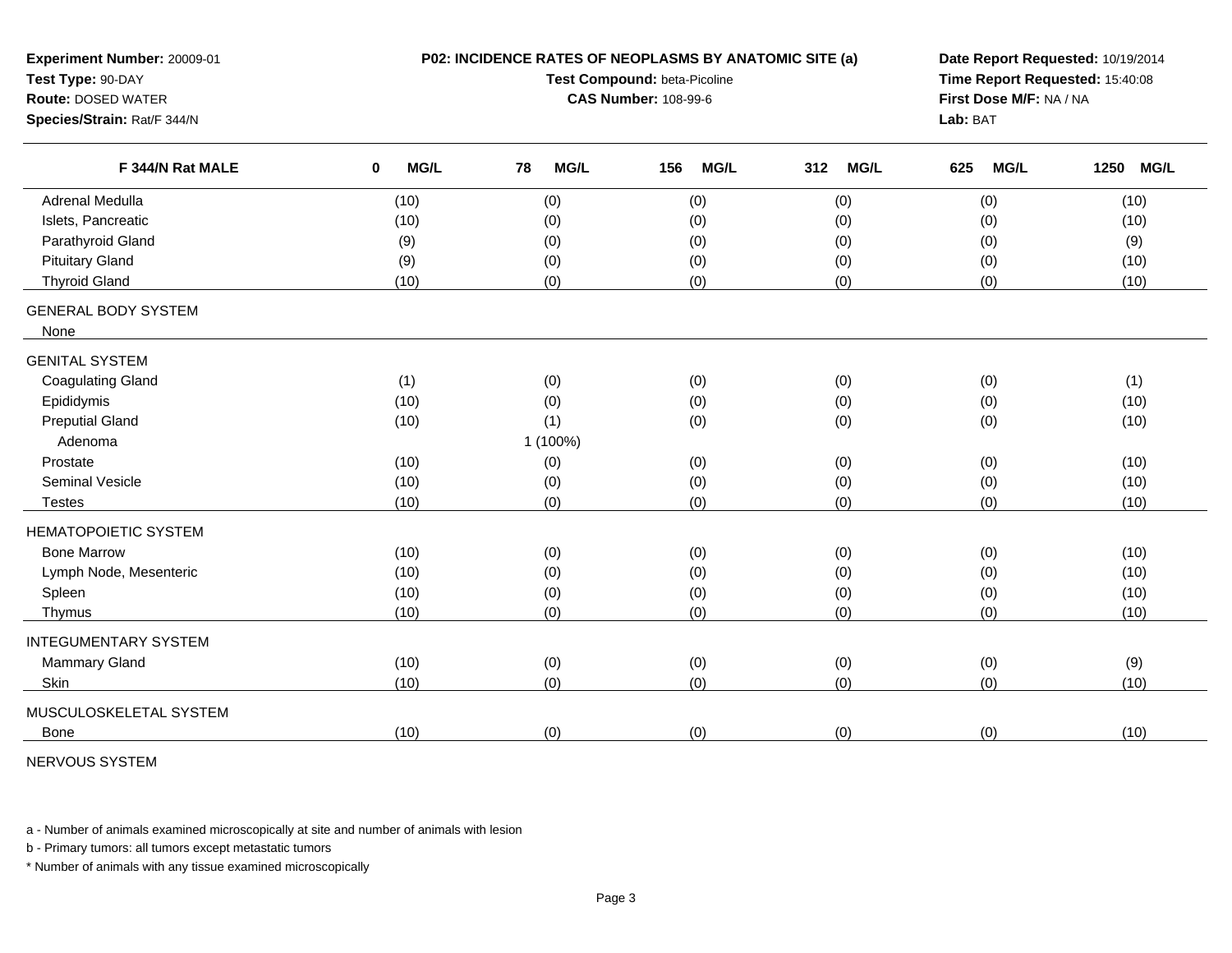**Experiment Number:** 20009-01
**Test Type:** 90-DAY
**Route:** DOSED WATER
**Species/Strain:** Rat/F 344/N

**P02: INCIDENCE RATES OF NEOPLASMS BY ANATOMIC SITE (a)**
**Test Compound:** beta-Picoline
**CAS Number:** 108-99-6

**Date Report Requested:** 10/19/2014
**Time Report Requested:** 15:40:08
**First Dose M/F:** NA / NA
**Lab:** BAT

| F 344/N Rat MALE | 0 MG/L | 78 MG/L | 156 MG/L | 312 MG/L | 625 MG/L | 1250 MG/L |
|---|---|---|---|---|---|---|
| Adrenal Medulla | (10) | (0) | (0) | (0) | (0) | (10) |
| Islets, Pancreatic | (10) | (0) | (0) | (0) | (0) | (10) |
| Parathyroid Gland | (9) | (0) | (0) | (0) | (0) | (9) |
| Pituitary Gland | (9) | (0) | (0) | (0) | (0) | (10) |
| Thyroid Gland | (10) | (0) | (0) | (0) | (0) | (10) |
| GENERAL BODY SYSTEM | | | | | | |
| None | | | | | | |
| GENITAL SYSTEM | | | | | | |
| Coagulating Gland | (1) | (0) | (0) | (0) | (0) | (1) |
| Epididymis | (10) | (0) | (0) | (0) | (0) | (10) |
| Preputial Gland | (10) | (1) | (0) | (0) | (0) | (10) |
| Adenoma | | 1 (100%) | | | | |
| Prostate | (10) | (0) | (0) | (0) | (0) | (10) |
| Seminal Vesicle | (10) | (0) | (0) | (0) | (0) | (10) |
| Testes | (10) | (0) | (0) | (0) | (0) | (10) |
| HEMATOPOIETIC SYSTEM | | | | | | |
| Bone Marrow | (10) | (0) | (0) | (0) | (0) | (10) |
| Lymph Node, Mesenteric | (10) | (0) | (0) | (0) | (0) | (10) |
| Spleen | (10) | (0) | (0) | (0) | (0) | (10) |
| Thymus | (10) | (0) | (0) | (0) | (0) | (10) |
| INTEGUMENTARY SYSTEM | | | | | | |
| Mammary Gland | (10) | (0) | (0) | (0) | (0) | (9) |
| Skin | (10) | (0) | (0) | (0) | (0) | (10) |
| MUSCULOSKELETAL SYSTEM | | | | | | |
| Bone | (10) | (0) | (0) | (0) | (0) | (10) |
| NERVOUS SYSTEM | | | | | | |

a - Number of animals examined microscopically at site and number of animals with lesion

b - Primary tumors: all tumors except metastatic tumors

* Number of animals with any tissue examined microscopically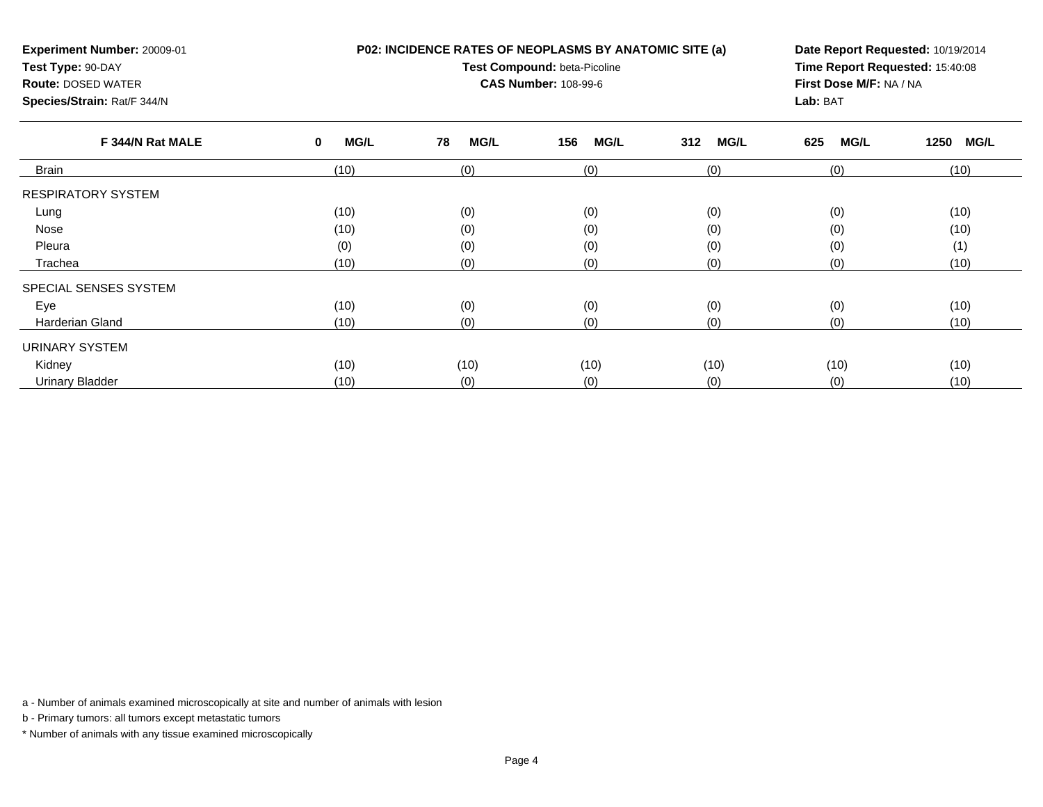**Experiment Number:** 20009-01
**Test Type:** 90-DAY
**Route:** DOSED WATER
**Species/Strain:** Rat/F 344/N

**P02: INCIDENCE RATES OF NEOPLASMS BY ANATOMIC SITE (a)**
**Test Compound:** beta-Picoline
**CAS Number:** 108-99-6

**Date Report Requested:** 10/19/2014
**Time Report Requested:** 15:40:08
**First Dose M/F:** NA / NA
**Lab:** BAT

| F 344/N Rat MALE | 0 MG/L | 78 MG/L | 156 MG/L | 312 MG/L | 625 MG/L | 1250 MG/L |
|---|---|---|---|---|---|---|
| Brain | (10) | (0) | (0) | (0) | (0) | (10) |
| RESPIRATORY SYSTEM | | | | | | |
| Lung | (10) | (0) | (0) | (0) | (0) | (10) |
| Nose | (10) | (0) | (0) | (0) | (0) | (10) |
| Pleura | (0) | (0) | (0) | (0) | (0) | (1) |
| Trachea | (10) | (0) | (0) | (0) | (0) | (10) |
| SPECIAL SENSES SYSTEM | | | | | | |
| Eye | (10) | (0) | (0) | (0) | (0) | (10) |
| Harderian Gland | (10) | (0) | (0) | (0) | (0) | (10) |
| URINARY SYSTEM | | | | | | |
| Kidney | (10) | (10) | (10) | (10) | (10) | (10) |
| Urinary Bladder | (10) | (0) | (0) | (0) | (0) | (10) |

a - Number of animals examined microscopically at site and number of animals with lesion

b - Primary tumors: all tumors except metastatic tumors

* Number of animals with any tissue examined microscopically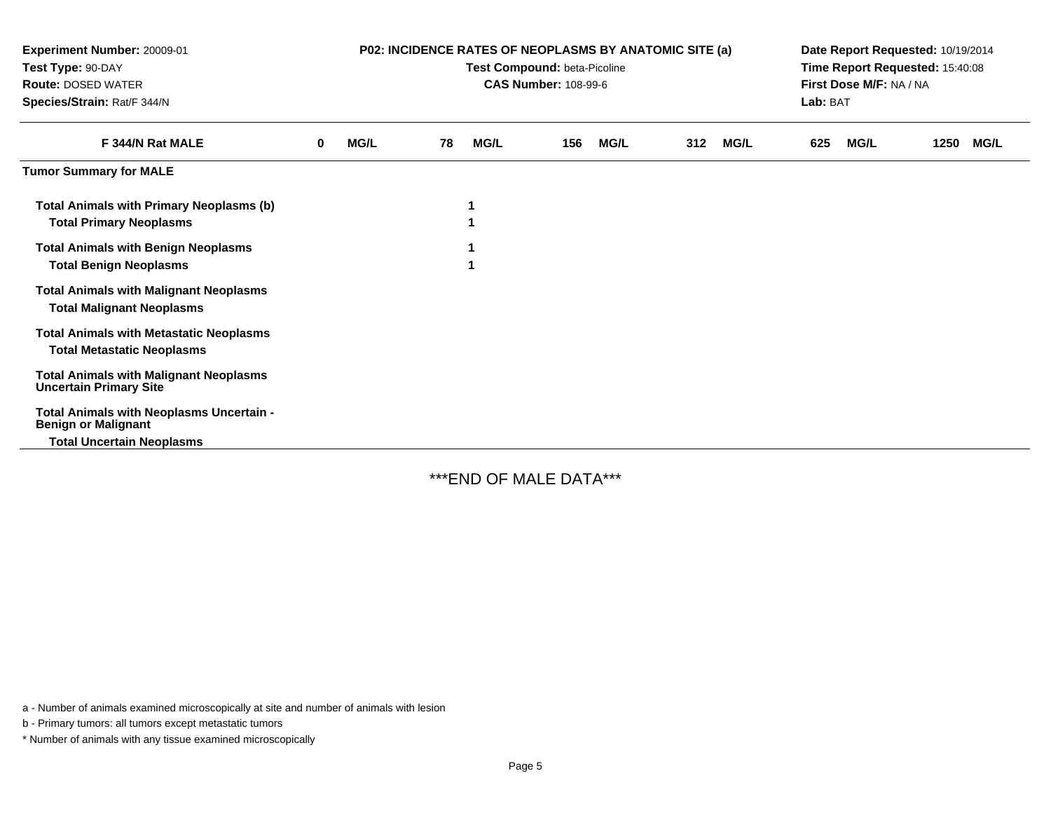**Experiment Number:** 20009-01
**Test Type:** 90-DAY
**Route:** DOSED WATER
**Species/Strain:** Rat/F 344/N

**P02: INCIDENCE RATES OF NEOPLASMS BY ANATOMIC SITE (a)**
**Test Compound:** beta-Picoline
**CAS Number:** 108-99-6

**Date Report Requested:** 10/19/2014
**Time Report Requested:** 15:40:08
**First Dose M/F:** NA / NA
**Lab:** BAT

| F 344/N Rat MALE | 0 MG/L | 78 MG/L | 156 MG/L | 312 MG/L | 625 MG/L | 1250 MG/L |
|---|---|---|---|---|---|---|
| **Tumor Summary for MALE** | | | | | | |
| **Total Animals with Primary Neoplasms (b)** | | 1 | | | | |
| **Total Primary Neoplasms** | | 1 | | | | |
| **Total Animals with Benign Neoplasms** | | 1 | | | | |
| **Total Benign Neoplasms** | | 1 | | | | |
| **Total Animals with Malignant Neoplasms** | | | | | | |
| **Total Malignant Neoplasms** | | | | | | |
| **Total Animals with Metastatic Neoplasms** | | | | | | |
| **Total Metastatic Neoplasms** | | | | | | |
| **Total Animals with Malignant Neoplasms Uncertain Primary Site** | | | | | | |
| **Total Animals with Neoplasms Uncertain - Benign or Malignant** | | | | | | |
| **Total Uncertain Neoplasms** | | | | | | |

***END OF MALE DATA***

a - Number of animals examined microscopically at site and number of animals with lesion

b - Primary tumors: all tumors except metastatic tumors

* Number of animals with any tissue examined microscopically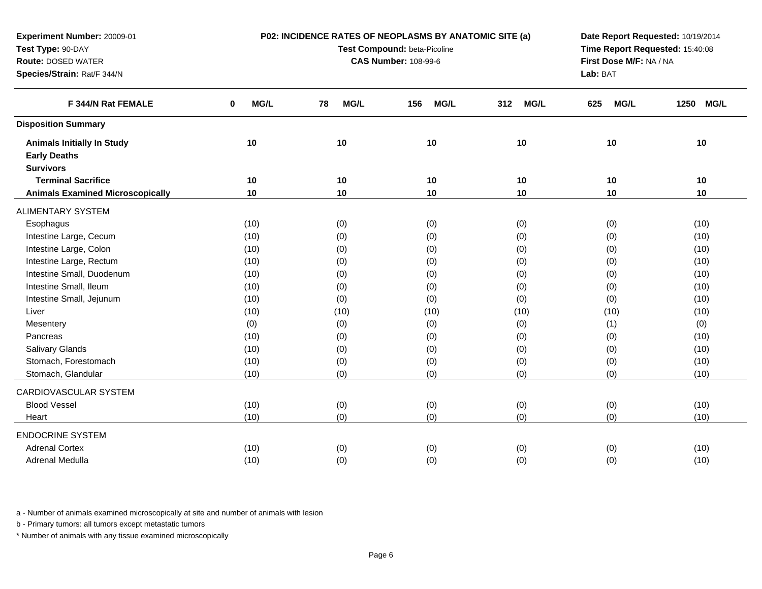**Experiment Number:** 20009-01
**Test Type:** 90-DAY
**Route:** DOSED WATER
**Species/Strain:** Rat/F 344/N

**P02: INCIDENCE RATES OF NEOPLASMS BY ANATOMIC SITE (a)**
**Test Compound:** beta-Picoline
**CAS Number:** 108-99-6

**Date Report Requested:** 10/19/2014
**Time Report Requested:** 15:40:08
**First Dose M/F:** NA / NA
**Lab:** BAT

| F 344/N Rat FEMALE | 0 MG/L | 78 MG/L | 156 MG/L | 312 MG/L | 625 MG/L | 1250 MG/L |
|---|---|---|---|---|---|---|
| **Disposition Summary** | | | | | | |
| **Animals Initially In Study** | 10 | 10 | 10 | 10 | 10 | 10 |
| **Early Deaths** | | | | | | |
| **Survivors** | | | | | | |
| **Terminal Sacrifice** | 10 | 10 | 10 | 10 | 10 | 10 |
| **Animals Examined Microscopically** | 10 | 10 | 10 | 10 | 10 | 10 |
| ALIMENTARY SYSTEM | | | | | | |
| Esophagus | (10) | (0) | (0) | (0) | (0) | (10) |
| Intestine Large, Cecum | (10) | (0) | (0) | (0) | (0) | (10) |
| Intestine Large, Colon | (10) | (0) | (0) | (0) | (0) | (10) |
| Intestine Large, Rectum | (10) | (0) | (0) | (0) | (0) | (10) |
| Intestine Small, Duodenum | (10) | (0) | (0) | (0) | (0) | (10) |
| Intestine Small, Ileum | (10) | (0) | (0) | (0) | (0) | (10) |
| Intestine Small, Jejunum | (10) | (0) | (0) | (0) | (0) | (10) |
| Liver | (10) | (10) | (10) | (10) | (10) | (10) |
| Mesentery | (0) | (0) | (0) | (0) | (1) | (0) |
| Pancreas | (10) | (0) | (0) | (0) | (0) | (10) |
| Salivary Glands | (10) | (0) | (0) | (0) | (0) | (10) |
| Stomach, Forestomach | (10) | (0) | (0) | (0) | (0) | (10) |
| Stomach, Glandular | (10) | (0) | (0) | (0) | (0) | (10) |
| CARDIOVASCULAR SYSTEM | | | | | | |
| Blood Vessel | (10) | (0) | (0) | (0) | (0) | (10) |
| Heart | (10) | (0) | (0) | (0) | (0) | (10) |
| ENDOCRINE SYSTEM | | | | | | |
| Adrenal Cortex | (10) | (0) | (0) | (0) | (0) | (10) |
| Adrenal Medulla | (10) | (0) | (0) | (0) | (0) | (10) |

a - Number of animals examined microscopically at site and number of animals with lesion

b - Primary tumors: all tumors except metastatic tumors

* Number of animals with any tissue examined microscopically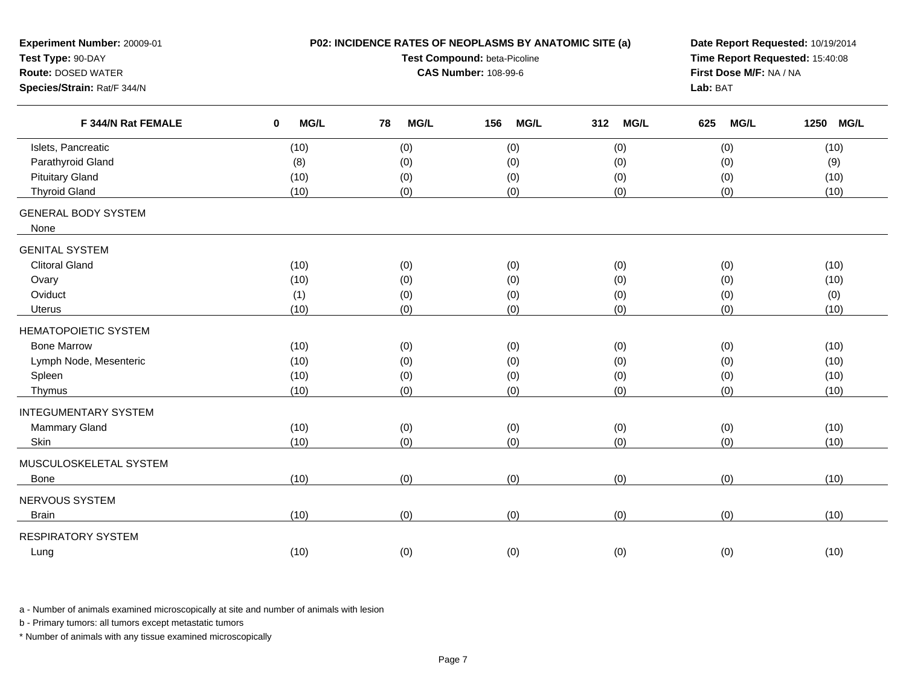**Experiment Number:** 20009-01
**Test Type:** 90-DAY
**Route:** DOSED WATER
**Species/Strain:** Rat/F 344/N

**P02: INCIDENCE RATES OF NEOPLASMS BY ANATOMIC SITE (a)**
**Test Compound:** beta-Picoline
**CAS Number:** 108-99-6

**Date Report Requested:** 10/19/2014
**Time Report Requested:** 15:40:08
**First Dose M/F:** NA / NA
**Lab:** BAT

| F 344/N Rat FEMALE | 0 MG/L | 78 MG/L | 156 MG/L | 312 MG/L | 625 MG/L | 1250 MG/L |
|---|---|---|---|---|---|---|
| Islets, Pancreatic | (10) | (0) | (0) | (0) | (0) | (10) |
| Parathyroid Gland | (8) | (0) | (0) | (0) | (0) | (9) |
| Pituitary Gland | (10) | (0) | (0) | (0) | (0) | (10) |
| Thyroid Gland | (10) | (0) | (0) | (0) | (0) | (10) |
| GENERAL BODY SYSTEM | | | | | | |
| None | | | | | | |
| GENITAL SYSTEM | | | | | | |
| Clitoral Gland | (10) | (0) | (0) | (0) | (0) | (10) |
| Ovary | (10) | (0) | (0) | (0) | (0) | (10) |
| Oviduct | (1) | (0) | (0) | (0) | (0) | (0) |
| Uterus | (10) | (0) | (0) | (0) | (0) | (10) |
| HEMATOPOIETIC SYSTEM | | | | | | |
| Bone Marrow | (10) | (0) | (0) | (0) | (0) | (10) |
| Lymph Node, Mesenteric | (10) | (0) | (0) | (0) | (0) | (10) |
| Spleen | (10) | (0) | (0) | (0) | (0) | (10) |
| Thymus | (10) | (0) | (0) | (0) | (0) | (10) |
| INTEGUMENTARY SYSTEM | | | | | | |
| Mammary Gland | (10) | (0) | (0) | (0) | (0) | (10) |
| Skin | (10) | (0) | (0) | (0) | (0) | (10) |
| MUSCULOSKELETAL SYSTEM | | | | | | |
| Bone | (10) | (0) | (0) | (0) | (0) | (10) |
| NERVOUS SYSTEM | | | | | | |
| Brain | (10) | (0) | (0) | (0) | (0) | (10) |
| RESPIRATORY SYSTEM | | | | | | |
| Lung | (10) | (0) | (0) | (0) | (0) | (10) |

a - Number of animals examined microscopically at site and number of animals with lesion

b - Primary tumors: all tumors except metastatic tumors

* Number of animals with any tissue examined microscopically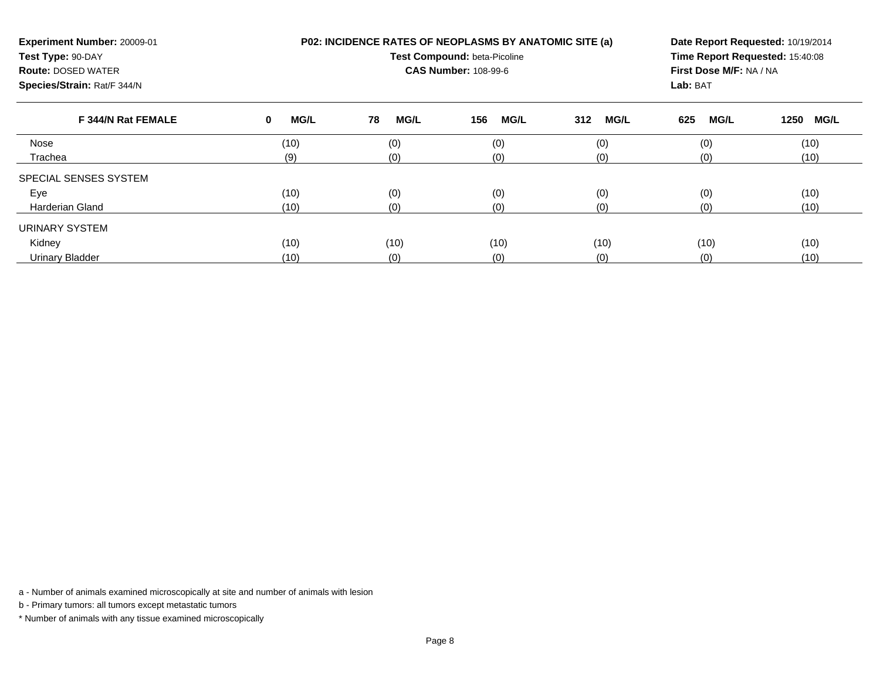**Experiment Number:** 20009-01
**Test Type:** 90-DAY
**Route:** DOSED WATER
**Species/Strain:** Rat/F 344/N

**P02: INCIDENCE RATES OF NEOPLASMS BY ANATOMIC SITE (a)**
**Test Compound:** beta-Picoline
**CAS Number:** 108-99-6

**Date Report Requested:** 10/19/2014
**Time Report Requested:** 15:40:08
**First Dose M/F:** NA / NA
**Lab:** BAT

| F 344/N Rat FEMALE | 0 MG/L | 78 MG/L | 156 MG/L | 312 MG/L | 625 MG/L | 1250 MG/L |
|---|---|---|---|---|---|---|
| Nose | (10) | (0) | (0) | (0) | (0) | (10) |
| Trachea | (9) | (0) | (0) | (0) | (0) | (10) |
| SPECIAL SENSES SYSTEM | | | | | | |
| Eye | (10) | (0) | (0) | (0) | (0) | (10) |
| Harderian Gland | (10) | (0) | (0) | (0) | (0) | (10) |
| URINARY SYSTEM | | | | | | |
| Kidney | (10) | (10) | (10) | (10) | (10) | (10) |
| Urinary Bladder | (10) | (0) | (0) | (0) | (0) | (10) |

a - Number of animals examined microscopically at site and number of animals with lesion

b - Primary tumors: all tumors except metastatic tumors

* Number of animals with any tissue examined microscopically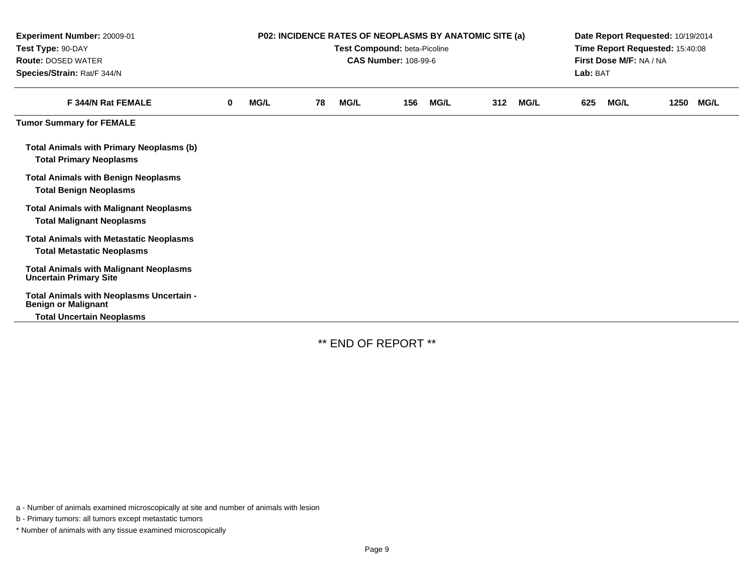**Experiment Number:** 20009-01
**Test Type:** 90-DAY
**Route:** DOSED WATER
**Species/Strain:** Rat/F 344/N

**P02: INCIDENCE RATES OF NEOPLASMS BY ANATOMIC SITE (a)**
**Test Compound:** beta-Picoline
**CAS Number:** 108-99-6

**Date Report Requested:** 10/19/2014
**Time Report Requested:** 15:40:08
**First Dose M/F:** NA / NA
**Lab:** BAT

| F 344/N Rat FEMALE | 0 MG/L | 78 MG/L | 156 MG/L | 312 MG/L | 625 MG/L | 1250 MG/L |
|---|---|---|---|---|---|---|
| **Tumor Summary for FEMALE** | | | | | | |
| **Total Animals with Primary Neoplasms (b)** | | | | | | |
| **Total Primary Neoplasms** | | | | | | |
| **Total Animals with Benign Neoplasms** | | | | | | |
| **Total Benign Neoplasms** | | | | | | |
| **Total Animals with Malignant Neoplasms** | | | | | | |
| **Total Malignant Neoplasms** | | | | | | |
| **Total Animals with Metastatic Neoplasms** | | | | | | |
| **Total Metastatic Neoplasms** | | | | | | |
| **Total Animals with Malignant Neoplasms Uncertain Primary Site** | | | | | | |
| **Total Animals with Neoplasms Uncertain - Benign or Malignant** | | | | | | |
| **Total Uncertain Neoplasms** | | | | | | |

** END OF REPORT **

a - Number of animals examined microscopically at site and number of animals with lesion

b - Primary tumors: all tumors except metastatic tumors

* Number of animals with any tissue examined microscopically